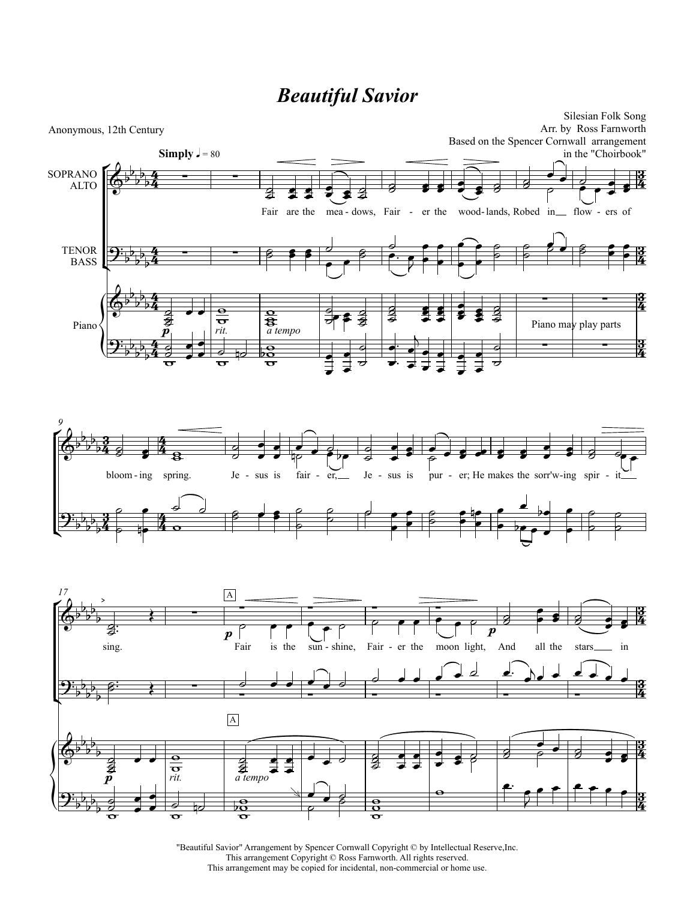# *Beautiful Savior*

Anonymous, 12th Century

Silesian Folk Song
Arr. by Ross Farnworth
Based on the Spencer Cornwall arrangement in the "Choirbook"

"Beautiful Savior" Arrangement by Spencer Cornwall Copyright © by Intellectual Reserve,Inc.
This arrangement Copyright © Ross Farnworth. All rights reserved.
This arrangement may be copied for incidental, non-commercial or home use.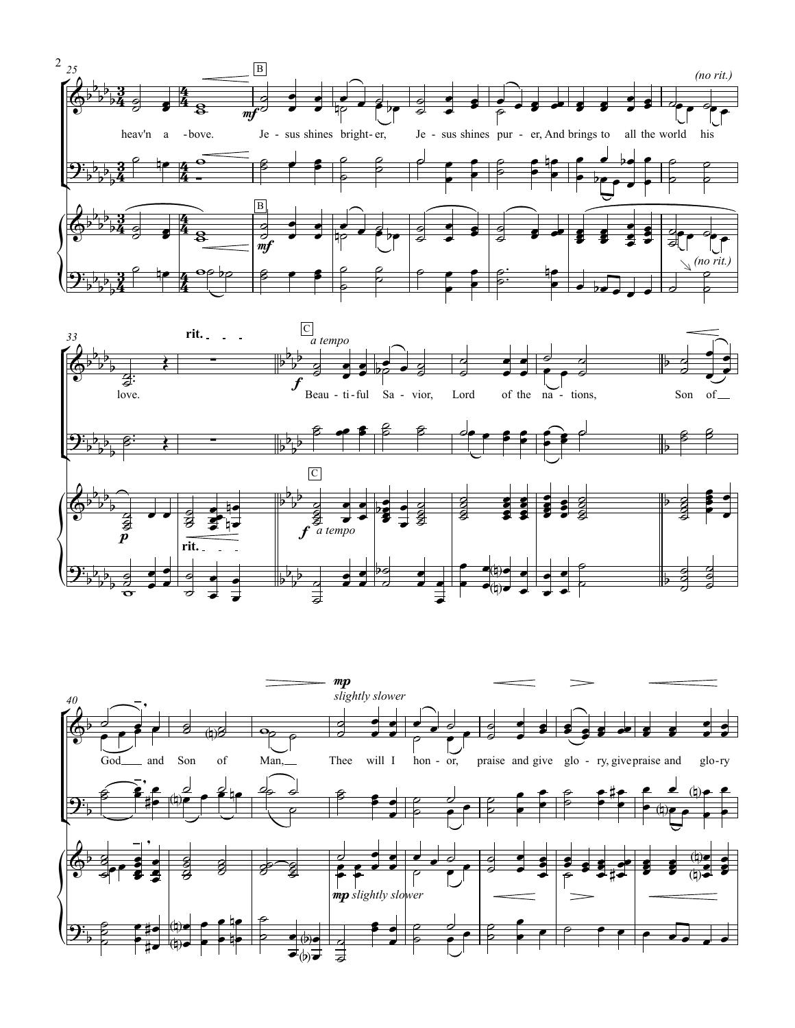**25**

**B**

*(no rit.)*

heav'n a - bove. Je - sus shines bright - er, Je - sus shines pur - er, And brings to all the world his

***mf***

**33**

**rit.**

**C** *a tempo*

***f***

love. Beau - ti - ful Sa - vior, Lord of the na - tions, Son of

***p***

**40**

***mp*** *slightly slower*

God and Son of Man, Thee will I hon - or, praise and give glo - ry, give praise and glo - ry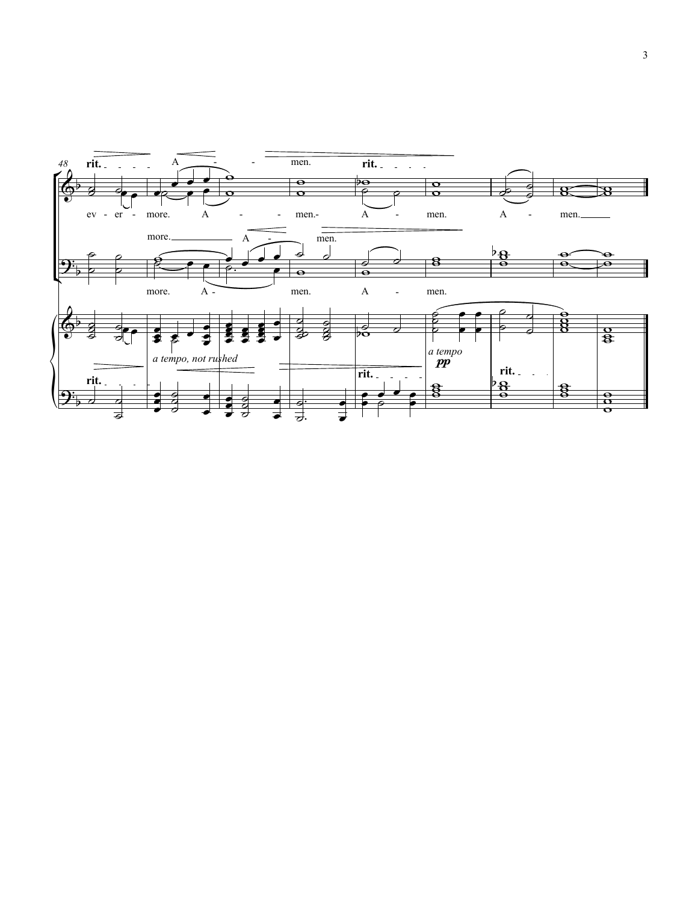48

rit.

A - - men.

rit.

ev - er - more. A - men.- A - men. A - men.

more. A - men.

more. A - men. A - men.

a tempo, not rushed

rit.

rit.

a tempo

*pp*

rit.